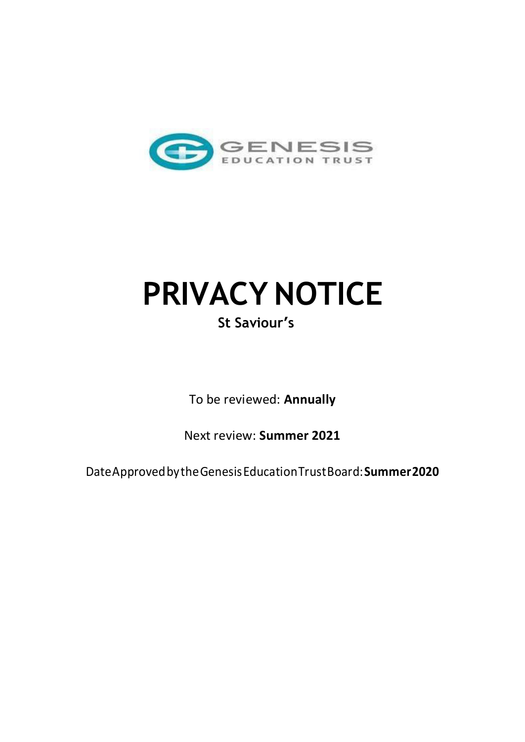GENESIS
EDUCATION TRUST

# PRIVACY NOTICE

**St Saviour's**

To be reviewed: **Annually**

Next review: **Summer 2021**

Date Approved by the Genesis Education Trust Board: **Summer 2020**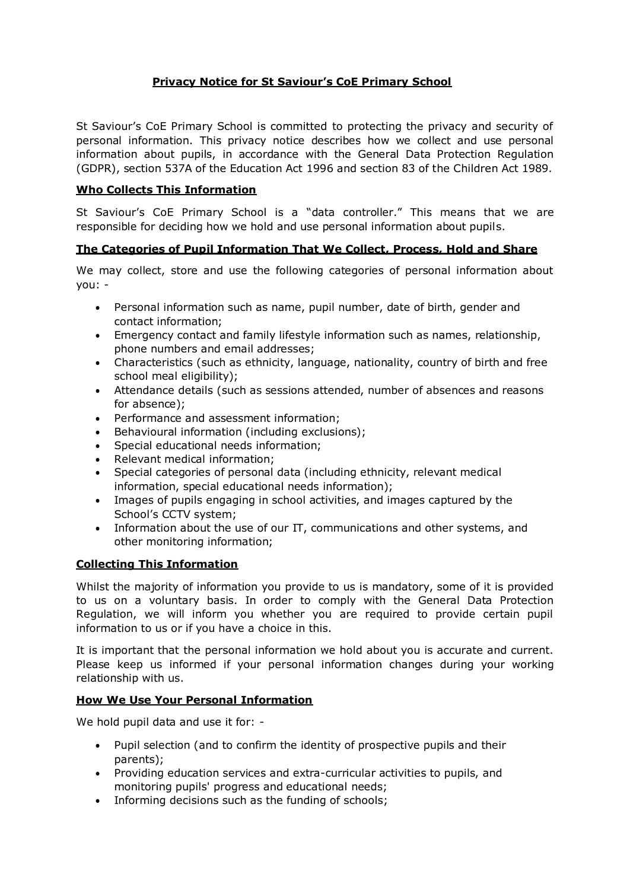# Privacy Notice for St Saviour's CoE Primary School

St Saviour's CoE Primary School is committed to protecting the privacy and security of personal information. This privacy notice describes how we collect and use personal information about pupils, in accordance with the General Data Protection Regulation (GDPR), section 537A of the Education Act 1996 and section 83 of the Children Act 1989.

## Who Collects This Information

St Saviour's CoE Primary School is a "data controller." This means that we are responsible for deciding how we hold and use personal information about pupils.

## The Categories of Pupil Information That We Collect, Process, Hold and Share

We may collect, store and use the following categories of personal information about you: -

- Personal information such as name, pupil number, date of birth, gender and contact information;
- Emergency contact and family lifestyle information such as names, relationship, phone numbers and email addresses;
- Characteristics (such as ethnicity, language, nationality, country of birth and free school meal eligibility);
- Attendance details (such as sessions attended, number of absences and reasons for absence);
- Performance and assessment information;
- Behavioural information (including exclusions);
- Special educational needs information;
- Relevant medical information;
- Special categories of personal data (including ethnicity, relevant medical information, special educational needs information);
- Images of pupils engaging in school activities, and images captured by the School's CCTV system;
- Information about the use of our IT, communications and other systems, and other monitoring information;

## Collecting This Information

Whilst the majority of information you provide to us is mandatory, some of it is provided to us on a voluntary basis. In order to comply with the General Data Protection Regulation, we will inform you whether you are required to provide certain pupil information to us or if you have a choice in this.

It is important that the personal information we hold about you is accurate and current. Please keep us informed if your personal information changes during your working relationship with us.

## How We Use Your Personal Information

We hold pupil data and use it for: -

- Pupil selection (and to confirm the identity of prospective pupils and their parents);
- Providing education services and extra-curricular activities to pupils, and monitoring pupils' progress and educational needs;
- Informing decisions such as the funding of schools;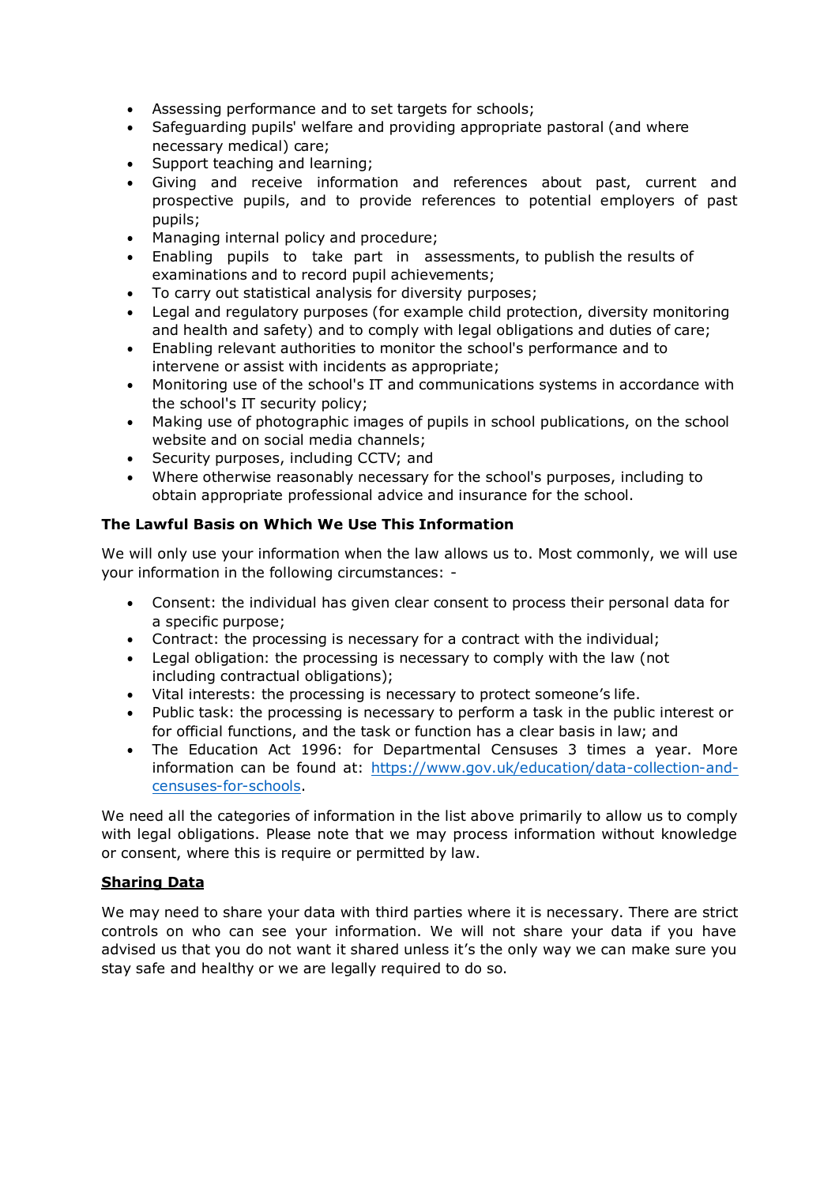- Assessing performance and to set targets for schools;
- Safeguarding pupils' welfare and providing appropriate pastoral (and where necessary medical) care;
- Support teaching and learning;
- Giving and receive information and references about past, current and prospective pupils, and to provide references to potential employers of past pupils;
- Managing internal policy and procedure;
- Enabling pupils to take part in assessments, to publish the results of examinations and to record pupil achievements;
- To carry out statistical analysis for diversity purposes;
- Legal and regulatory purposes (for example child protection, diversity monitoring and health and safety) and to comply with legal obligations and duties of care;
- Enabling relevant authorities to monitor the school's performance and to intervene or assist with incidents as appropriate;
- Monitoring use of the school's IT and communications systems in accordance with the school's IT security policy;
- Making use of photographic images of pupils in school publications, on the school website and on social media channels;
- Security purposes, including CCTV; and
- Where otherwise reasonably necessary for the school's purposes, including to obtain appropriate professional advice and insurance for the school.

**The Lawful Basis on Which We Use This Information**

We will only use your information when the law allows us to. Most commonly, we will use your information in the following circumstances: -

- Consent: the individual has given clear consent to process their personal data for a specific purpose;
- Contract: the processing is necessary for a contract with the individual;
- Legal obligation: the processing is necessary to comply with the law (not including contractual obligations);
- Vital interests: the processing is necessary to protect someone's life.
- Public task: the processing is necessary to perform a task in the public interest or for official functions, and the task or function has a clear basis in law; and
- The Education Act 1996: for Departmental Censuses 3 times a year. More information can be found at: [https://www.gov.uk/education/data-collection-and-censuses-for-schools](https://www.gov.uk/education/data-collection-and-censuses-for-schools).

We need all the categories of information in the list above primarily to allow us to comply with legal obligations. Please note that we may process information without knowledge or consent, where this is require or permitted by law.

**Sharing Data**

We may need to share your data with third parties where it is necessary. There are strict controls on who can see your information. We will not share your data if you have advised us that you do not want it shared unless it's the only way we can make sure you stay safe and healthy or we are legally required to do so.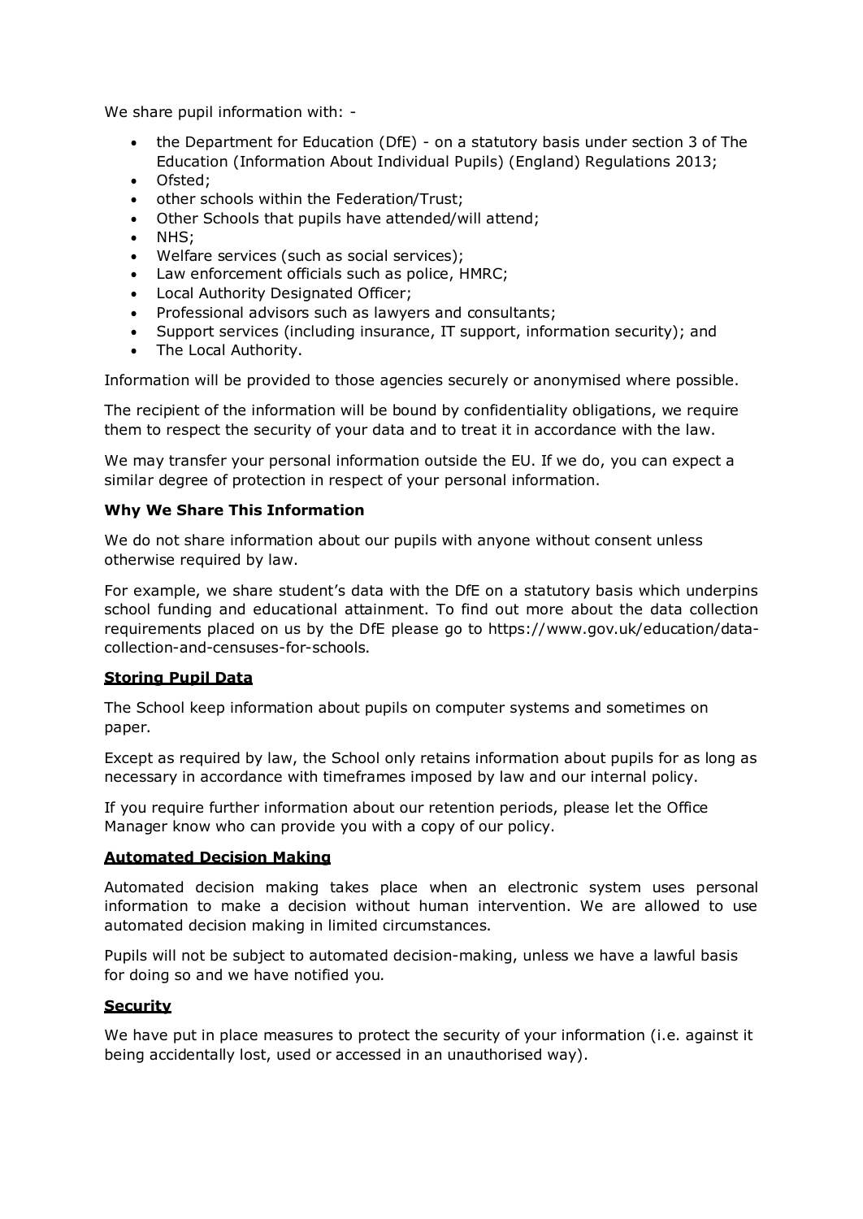We share pupil information with: -

- the Department for Education (DfE) - on a statutory basis under section 3 of The Education (Information About Individual Pupils) (England) Regulations 2013;
- Ofsted;
- other schools within the Federation/Trust;
- Other Schools that pupils have attended/will attend;
- NHS;
- Welfare services (such as social services);
- Law enforcement officials such as police, HMRC;
- Local Authority Designated Officer;
- Professional advisors such as lawyers and consultants;
- Support services (including insurance, IT support, information security); and
- The Local Authority.

Information will be provided to those agencies securely or anonymised where possible.

The recipient of the information will be bound by confidentiality obligations, we require them to respect the security of your data and to treat it in accordance with the law.

We may transfer your personal information outside the EU. If we do, you can expect a similar degree of protection in respect of your personal information.

**Why We Share This Information**

We do not share information about our pupils with anyone without consent unless otherwise required by law.

For example, we share student's data with the DfE on a statutory basis which underpins school funding and educational attainment. To find out more about the data collection requirements placed on us by the DfE please go to https://www.gov.uk/education/data-collection-and-censuses-for-schools.

**Storing Pupil Data**

The School keep information about pupils on computer systems and sometimes on paper.

Except as required by law, the School only retains information about pupils for as long as necessary in accordance with timeframes imposed by law and our internal policy.

If you require further information about our retention periods, please let the Office Manager know who can provide you with a copy of our policy.

**Automated Decision Making**

Automated decision making takes place when an electronic system uses personal information to make a decision without human intervention. We are allowed to use automated decision making in limited circumstances.

Pupils will not be subject to automated decision-making, unless we have a lawful basis for doing so and we have notified you.

**Security**

We have put in place measures to protect the security of your information (i.e. against it being accidentally lost, used or accessed in an unauthorised way).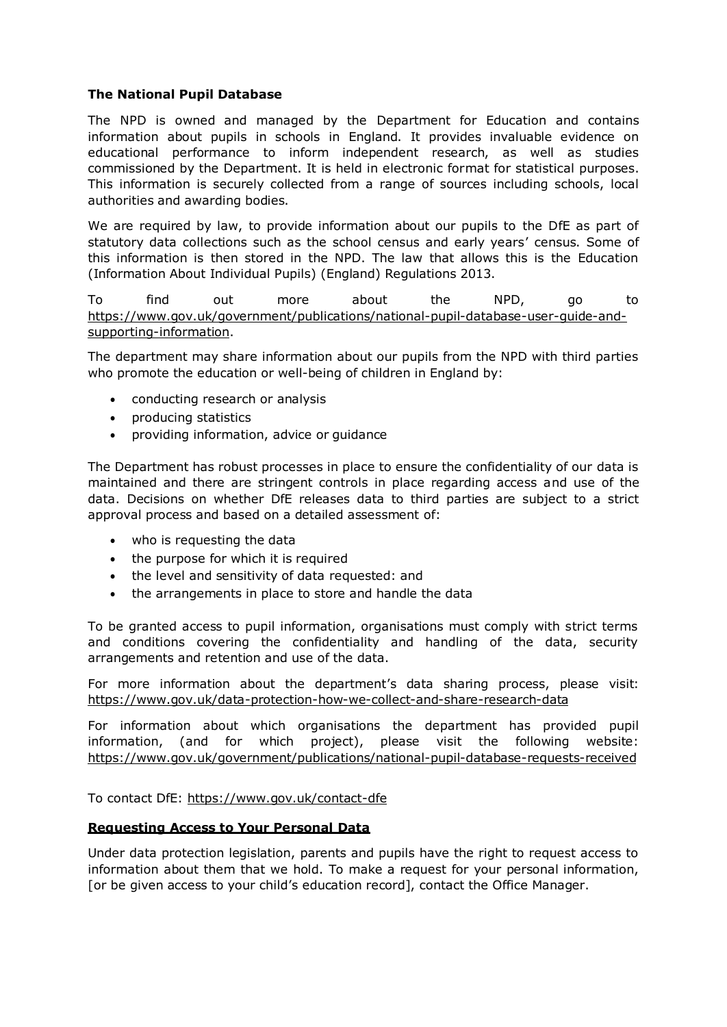**The National Pupil Database**

The NPD is owned and managed by the Department for Education and contains information about pupils in schools in England. It provides invaluable evidence on educational performance to inform independent research, as well as studies commissioned by the Department. It is held in electronic format for statistical purposes. This information is securely collected from a range of sources including schools, local authorities and awarding bodies.

We are required by law, to provide information about our pupils to the DfE as part of statutory data collections such as the school census and early years' census. Some of this information is then stored in the NPD. The law that allows this is the Education (Information About Individual Pupils) (England) Regulations 2013.

To find out more about the NPD, go to https://www.gov.uk/government/publications/national-pupil-database-user-guide-and-supporting-information.

The department may share information about our pupils from the NPD with third parties who promote the education or well-being of children in England by:

- conducting research or analysis
- producing statistics
- providing information, advice or guidance

The Department has robust processes in place to ensure the confidentiality of our data is maintained and there are stringent controls in place regarding access and use of the data. Decisions on whether DfE releases data to third parties are subject to a strict approval process and based on a detailed assessment of:

- who is requesting the data
- the purpose for which it is required
- the level and sensitivity of data requested: and
- the arrangements in place to store and handle the data

To be granted access to pupil information, organisations must comply with strict terms and conditions covering the confidentiality and handling of the data, security arrangements and retention and use of the data.

For more information about the department's data sharing process, please visit: https://www.gov.uk/data-protection-how-we-collect-and-share-research-data

For information about which organisations the department has provided pupil information, (and for which project), please visit the following website: https://www.gov.uk/government/publications/national-pupil-database-requests-received

To contact DfE: https://www.gov.uk/contact-dfe

**Requesting Access to Your Personal Data**

Under data protection legislation, parents and pupils have the right to request access to information about them that we hold. To make a request for your personal information, [or be given access to your child's education record], contact the Office Manager.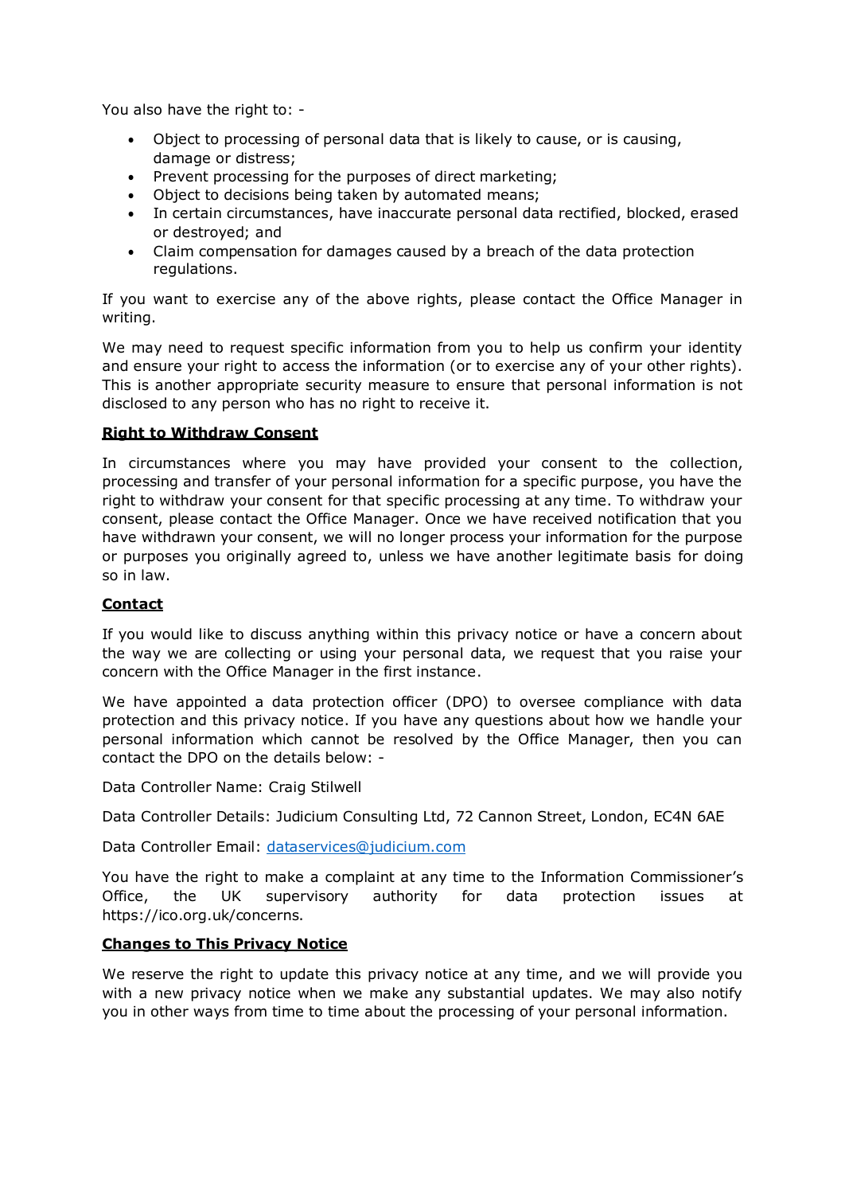You also have the right to: -

- Object to processing of personal data that is likely to cause, or is causing, damage or distress;
- Prevent processing for the purposes of direct marketing;
- Object to decisions being taken by automated means;
- In certain circumstances, have inaccurate personal data rectified, blocked, erased or destroyed; and
- Claim compensation for damages caused by a breach of the data protection regulations.

If you want to exercise any of the above rights, please contact the Office Manager in writing.

We may need to request specific information from you to help us confirm your identity and ensure your right to access the information (or to exercise any of your other rights). This is another appropriate security measure to ensure that personal information is not disclosed to any person who has no right to receive it.

**Right to Withdraw Consent**

In circumstances where you may have provided your consent to the collection, processing and transfer of your personal information for a specific purpose, you have the right to withdraw your consent for that specific processing at any time. To withdraw your consent, please contact the Office Manager. Once we have received notification that you have withdrawn your consent, we will no longer process your information for the purpose or purposes you originally agreed to, unless we have another legitimate basis for doing so in law.

**Contact**

If you would like to discuss anything within this privacy notice or have a concern about the way we are collecting or using your personal data, we request that you raise your concern with the Office Manager in the first instance.

We have appointed a data protection officer (DPO) to oversee compliance with data protection and this privacy notice. If you have any questions about how we handle your personal information which cannot be resolved by the Office Manager, then you can contact the DPO on the details below: -

Data Controller Name: Craig Stilwell

Data Controller Details: Judicium Consulting Ltd, 72 Cannon Street, London, EC4N 6AE

Data Controller Email: dataservices@judicium.com

You have the right to make a complaint at any time to the Information Commissioner's Office, the UK supervisory authority for data protection issues at https://ico.org.uk/concerns.

**Changes to This Privacy Notice**

We reserve the right to update this privacy notice at any time, and we will provide you with a new privacy notice when we make any substantial updates. We may also notify you in other ways from time to time about the processing of your personal information.